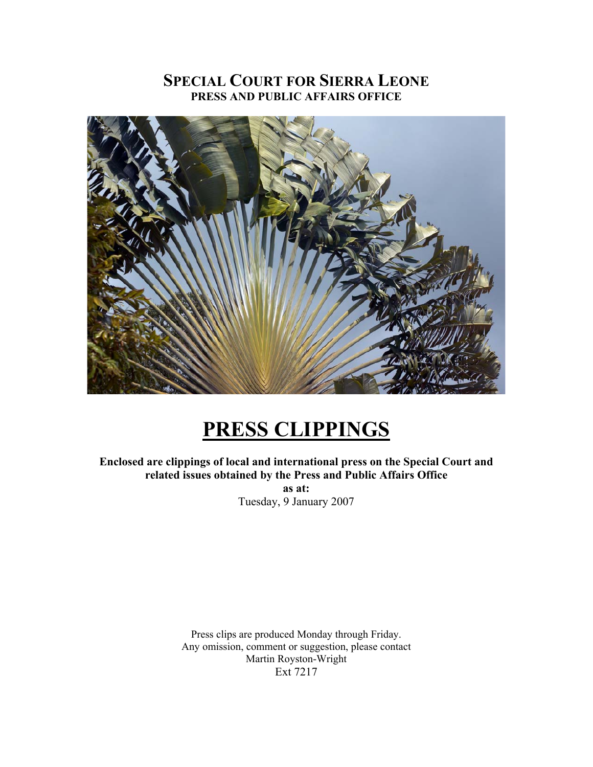# SPECIAL COURT FOR SIERRA LEONE
## PRESS AND PUBLIC AFFAIRS OFFICE

# PRESS CLIPPINGS

**Enclosed are clippings of local and international press on the Special Court and related issues obtained by the Press and Public Affairs Office**
**as at:**
Tuesday, 9 January 2007

Press clips are produced Monday through Friday.
Any omission, comment or suggestion, please contact
Martin Royston-Wright
Ext 7217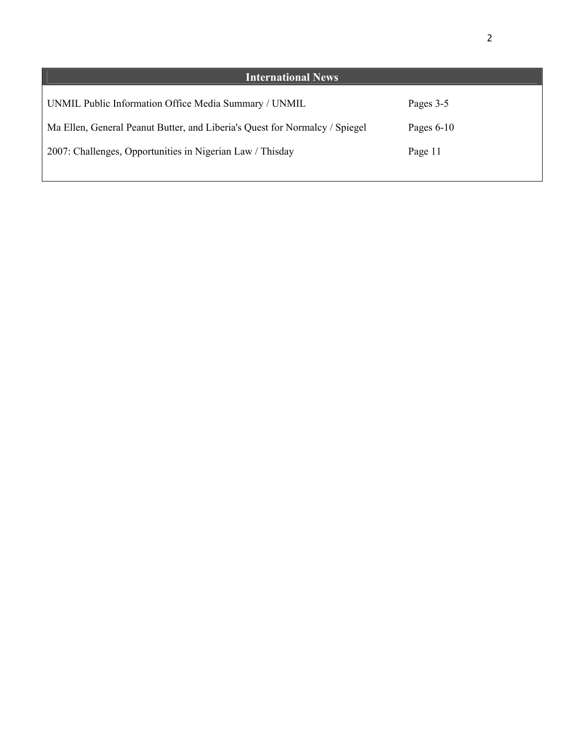## International News

| | |
|---|---|
| UNMIL Public Information Office Media Summary / UNMIL | Pages 3-5 |
| Ma Ellen, General Peanut Butter, and Liberia's Quest for Normalcy / Spiegel | Pages 6-10 |
| 2007: Challenges, Opportunities in Nigerian Law / Thisday | Page 11 |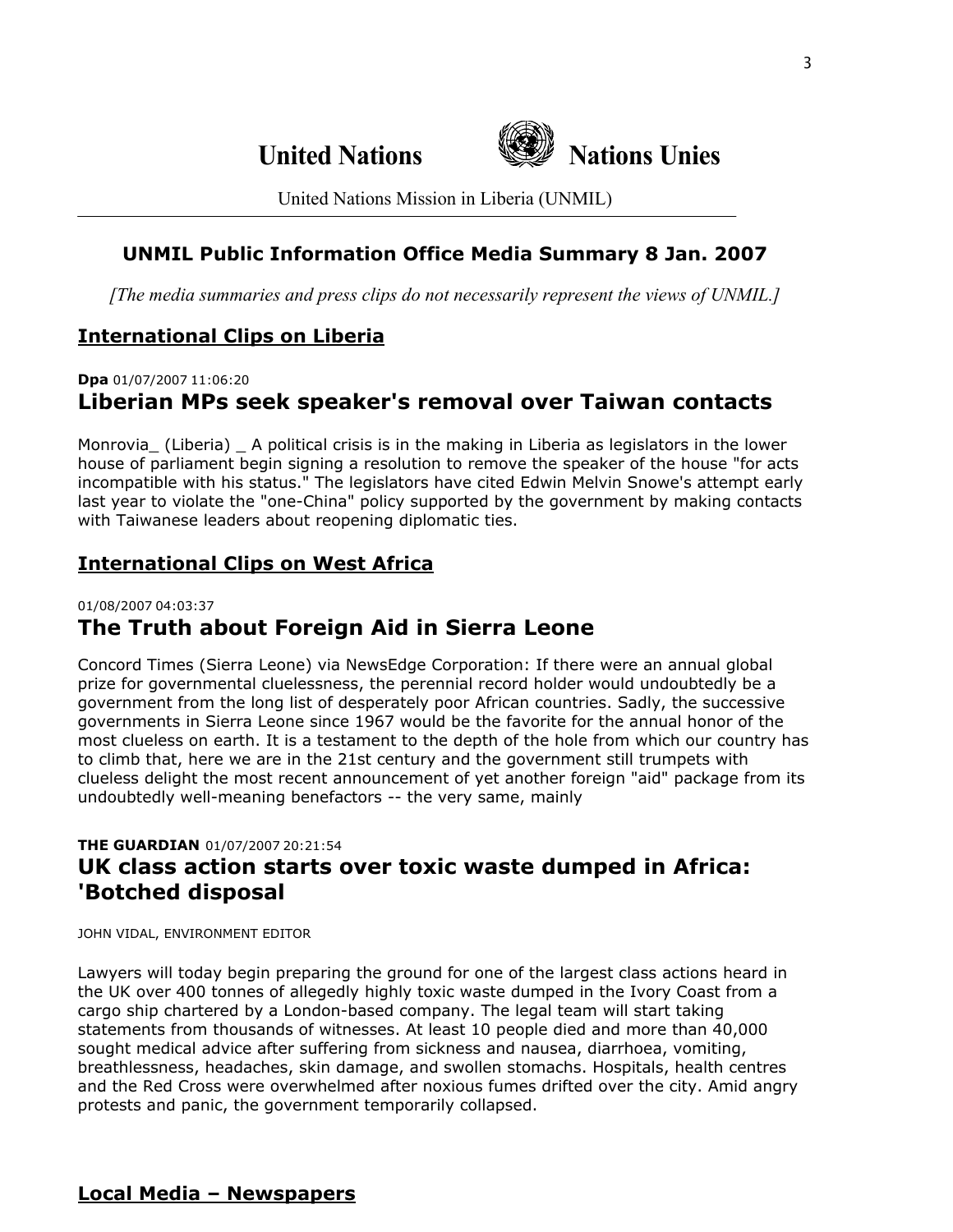United Nations Nations Unies

United Nations Mission in Liberia (UNMIL)

## UNMIL Public Information Office Media Summary 8 Jan. 2007

*[The media summaries and press clips do not necessarily represent the views of UNMIL.]*

## International Clips on Liberia

**Dpa** 01/07/2007 11:06:20

### Liberian MPs seek speaker's removal over Taiwan contacts

Monrovia_ (Liberia) _ A political crisis is in the making in Liberia as legislators in the lower house of parliament begin signing a resolution to remove the speaker of the house "for acts incompatible with his status." The legislators have cited Edwin Melvin Snowe's attempt early last year to violate the "one-China" policy supported by the government by making contacts with Taiwanese leaders about reopening diplomatic ties.

## International Clips on West Africa

01/08/2007 04:03:37

### The Truth about Foreign Aid in Sierra Leone

Concord Times (Sierra Leone) via NewsEdge Corporation: If there were an annual global prize for governmental cluelessness, the perennial record holder would undoubtedly be a government from the long list of desperately poor African countries. Sadly, the successive governments in Sierra Leone since 1967 would be the favorite for the annual honor of the most clueless on earth. It is a testament to the depth of the hole from which our country has to climb that, here we are in the 21st century and the government still trumpets with clueless delight the most recent announcement of yet another foreign "aid" package from its undoubtedly well-meaning benefactors -- the very same, mainly

**THE GUARDIAN** 01/07/2007 20:21:54

### UK class action starts over toxic waste dumped in Africa: 'Botched disposal

JOHN VIDAL, ENVIRONMENT EDITOR

Lawyers will today begin preparing the ground for one of the largest class actions heard in the UK over 400 tonnes of allegedly highly toxic waste dumped in the Ivory Coast from a cargo ship chartered by a London-based company. The legal team will start taking statements from thousands of witnesses. At least 10 people died and more than 40,000 sought medical advice after suffering from sickness and nausea, diarrhoea, vomiting, breathlessness, headaches, skin damage, and swollen stomachs. Hospitals, health centres and the Red Cross were overwhelmed after noxious fumes drifted over the city. Amid angry protests and panic, the government temporarily collapsed.

## Local Media – Newspapers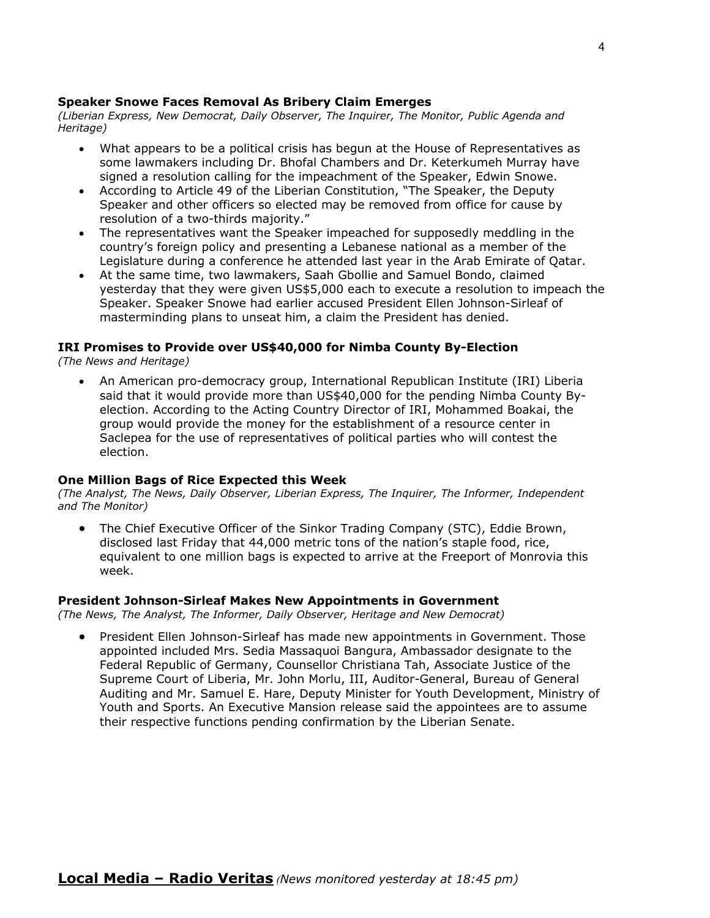### Speaker Snowe Faces Removal As Bribery Claim Emerges

*(Liberian Express, New Democrat, Daily Observer, The Inquirer, The Monitor, Public Agenda and Heritage)*

- What appears to be a political crisis has begun at the House of Representatives as some lawmakers including Dr. Bhofal Chambers and Dr. Keterkumeh Murray have signed a resolution calling for the impeachment of the Speaker, Edwin Snowe.
- According to Article 49 of the Liberian Constitution, "The Speaker, the Deputy Speaker and other officers so elected may be removed from office for cause by resolution of a two-thirds majority."
- The representatives want the Speaker impeached for supposedly meddling in the country's foreign policy and presenting a Lebanese national as a member of the Legislature during a conference he attended last year in the Arab Emirate of Qatar.
- At the same time, two lawmakers, Saah Gbollie and Samuel Bondo, claimed yesterday that they were given US$5,000 each to execute a resolution to impeach the Speaker. Speaker Snowe had earlier accused President Ellen Johnson-Sirleaf of masterminding plans to unseat him, a claim the President has denied.

### IRI Promises to Provide over US$40,000 for Nimba County By-Election

*(The News and Heritage)*

- An American pro-democracy group, International Republican Institute (IRI) Liberia said that it would provide more than US$40,000 for the pending Nimba County By-election. According to the Acting Country Director of IRI, Mohammed Boakai, the group would provide the money for the establishment of a resource center in Saclepea for the use of representatives of political parties who will contest the election.

### One Million Bags of Rice Expected this Week

*(The Analyst, The News, Daily Observer, Liberian Express, The Inquirer, The Informer, Independent and The Monitor)*

- The Chief Executive Officer of the Sinkor Trading Company (STC), Eddie Brown, disclosed last Friday that 44,000 metric tons of the nation's staple food, rice, equivalent to one million bags is expected to arrive at the Freeport of Monrovia this week.

### President Johnson-Sirleaf Makes New Appointments in Government

*(The News, The Analyst, The Informer, Daily Observer, Heritage and New Democrat)*

- President Ellen Johnson-Sirleaf has made new appointments in Government. Those appointed included Mrs. Sedia Massaquoi Bangura, Ambassador designate to the Federal Republic of Germany, Counsellor Christiana Tah, Associate Justice of the Supreme Court of Liberia, Mr. John Morlu, III, Auditor-General, Bureau of General Auditing and Mr. Samuel E. Hare, Deputy Minister for Youth Development, Ministry of Youth and Sports. An Executive Mansion release said the appointees are to assume their respective functions pending confirmation by the Liberian Senate.

## Local Media – Radio Veritas *(News monitored yesterday at 18:45 pm)*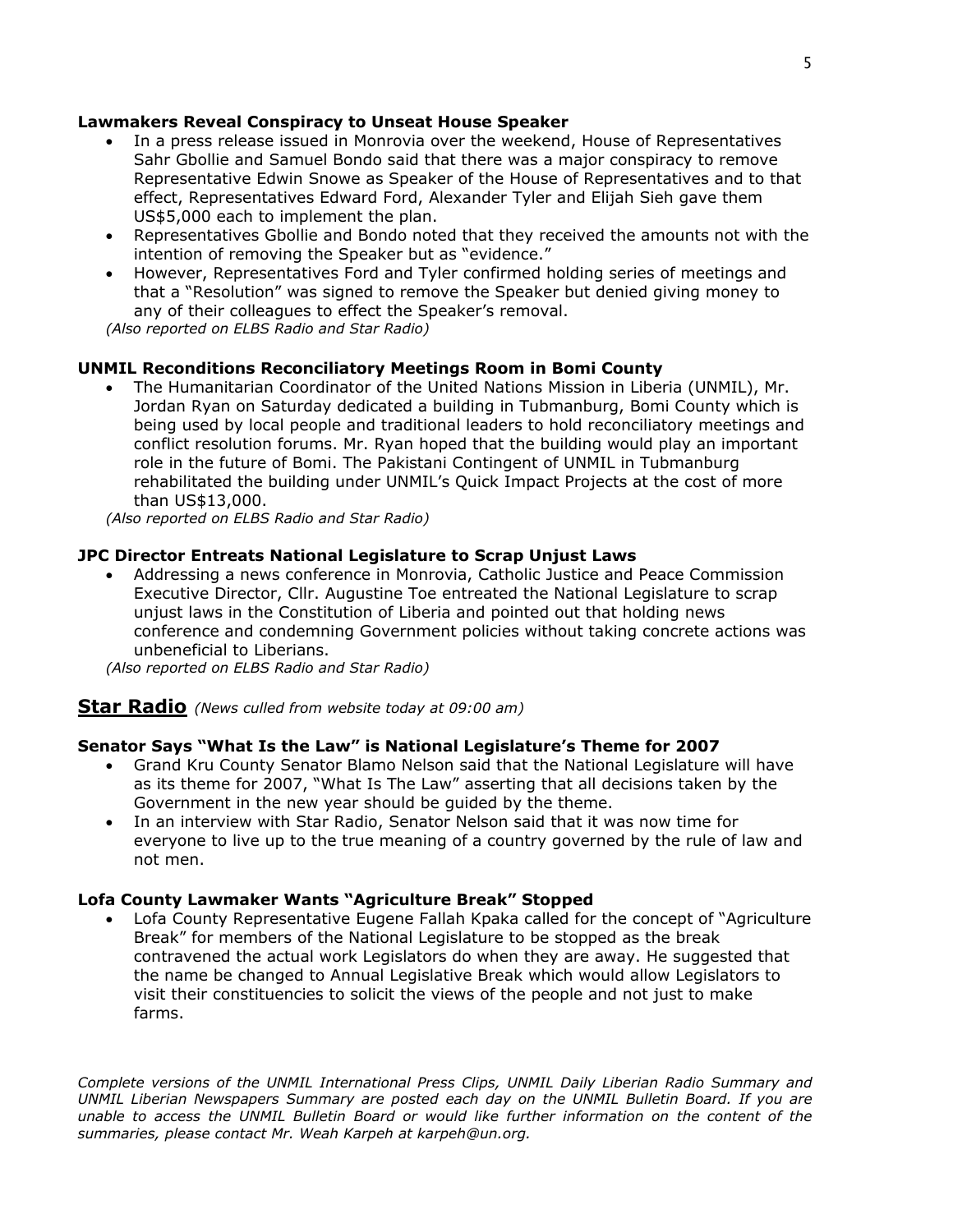**Lawmakers Reveal Conspiracy to Unseat House Speaker**

- In a press release issued in Monrovia over the weekend, House of Representatives Sahr Gbollie and Samuel Bondo said that there was a major conspiracy to remove Representative Edwin Snowe as Speaker of the House of Representatives and to that effect, Representatives Edward Ford, Alexander Tyler and Elijah Sieh gave them US$5,000 each to implement the plan.
- Representatives Gbollie and Bondo noted that they received the amounts not with the intention of removing the Speaker but as "evidence."
- However, Representatives Ford and Tyler confirmed holding series of meetings and that a "Resolution" was signed to remove the Speaker but denied giving money to any of their colleagues to effect the Speaker's removal.

*(Also reported on ELBS Radio and Star Radio)*

**UNMIL Reconditions Reconciliatory Meetings Room in Bomi County**

- The Humanitarian Coordinator of the United Nations Mission in Liberia (UNMIL), Mr. Jordan Ryan on Saturday dedicated a building in Tubmanburg, Bomi County which is being used by local people and traditional leaders to hold reconciliatory meetings and conflict resolution forums. Mr. Ryan hoped that the building would play an important role in the future of Bomi. The Pakistani Contingent of UNMIL in Tubmanburg rehabilitated the building under UNMIL's Quick Impact Projects at the cost of more than US$13,000.

*(Also reported on ELBS Radio and Star Radio)*

**JPC Director Entreats National Legislature to Scrap Unjust Laws**

- Addressing a news conference in Monrovia, Catholic Justice and Peace Commission Executive Director, Cllr. Augustine Toe entreated the National Legislature to scrap unjust laws in the Constitution of Liberia and pointed out that holding news conference and condemning Government policies without taking concrete actions was unbeneficial to Liberians.

*(Also reported on ELBS Radio and Star Radio)*

## Star Radio *(News culled from website today at 09:00 am)*

**Senator Says "What Is the Law" is National Legislature's Theme for 2007**

- Grand Kru County Senator Blamo Nelson said that the National Legislature will have as its theme for 2007, "What Is The Law" asserting that all decisions taken by the Government in the new year should be guided by the theme.
- In an interview with Star Radio, Senator Nelson said that it was now time for everyone to live up to the true meaning of a country governed by the rule of law and not men.

**Lofa County Lawmaker Wants "Agriculture Break" Stopped**

- Lofa County Representative Eugene Fallah Kpaka called for the concept of "Agriculture Break" for members of the National Legislature to be stopped as the break contravened the actual work Legislators do when they are away. He suggested that the name be changed to Annual Legislative Break which would allow Legislators to visit their constituencies to solicit the views of the people and not just to make farms.

*Complete versions of the UNMIL International Press Clips, UNMIL Daily Liberian Radio Summary and UNMIL Liberian Newspapers Summary are posted each day on the UNMIL Bulletin Board. If you are unable to access the UNMIL Bulletin Board or would like further information on the content of the summaries, please contact Mr. Weah Karpeh at karpeh@un.org.*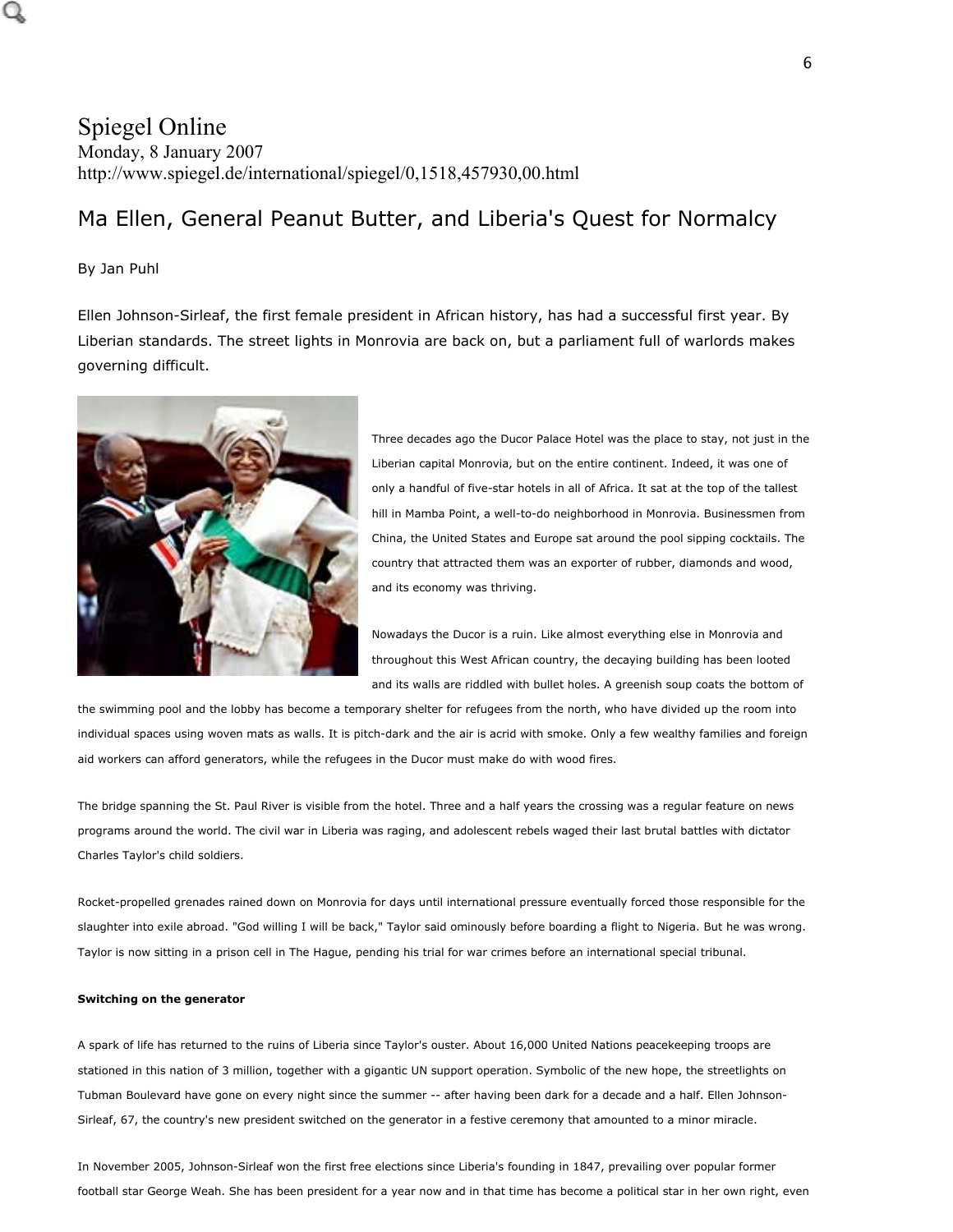# Spiegel Online

Monday, 8 January 2007
http://www.spiegel.de/international/spiegel/0,1518,457930,00.html

## Ma Ellen, General Peanut Butter, and Liberia's Quest for Normalcy

By Jan Puhl

Ellen Johnson-Sirleaf, the first female president in African history, has had a successful first year. By Liberian standards. The street lights in Monrovia are back on, but a parliament full of warlords makes governing difficult.

Three decades ago the Ducor Palace Hotel was the place to stay, not just in the Liberian capital Monrovia, but on the entire continent. Indeed, it was one of only a handful of five-star hotels in all of Africa. It sat at the top of the tallest hill in Mamba Point, a well-to-do neighborhood in Monrovia. Businessmen from China, the United States and Europe sat around the pool sipping cocktails. The country that attracted them was an exporter of rubber, diamonds and wood, and its economy was thriving.

Nowadays the Ducor is a ruin. Like almost everything else in Monrovia and throughout this West African country, the decaying building has been looted and its walls are riddled with bullet holes. A greenish soup coats the bottom of the swimming pool and the lobby has become a temporary shelter for refugees from the north, who have divided up the room into individual spaces using woven mats as walls. It is pitch-dark and the air is acrid with smoke. Only a few wealthy families and foreign aid workers can afford generators, while the refugees in the Ducor must make do with wood fires.

The bridge spanning the St. Paul River is visible from the hotel. Three and a half years the crossing was a regular feature on news programs around the world. The civil war in Liberia was raging, and adolescent rebels waged their last brutal battles with dictator Charles Taylor's child soldiers.

Rocket-propelled grenades rained down on Monrovia for days until international pressure eventually forced those responsible for the slaughter into exile abroad. "God willing I will be back," Taylor said ominously before boarding a flight to Nigeria. But he was wrong. Taylor is now sitting in a prison cell in The Hague, pending his trial for war crimes before an international special tribunal.

**Switching on the generator**

A spark of life has returned to the ruins of Liberia since Taylor's ouster. About 16,000 United Nations peacekeeping troops are stationed in this nation of 3 million, together with a gigantic UN support operation. Symbolic of the new hope, the streetlights on Tubman Boulevard have gone on every night since the summer -- after having been dark for a decade and a half. Ellen Johnson-Sirleaf, 67, the country's new president switched on the generator in a festive ceremony that amounted to a minor miracle.

In November 2005, Johnson-Sirleaf won the first free elections since Liberia's founding in 1847, prevailing over popular former football star George Weah. She has been president for a year now and in that time has become a political star in her own right, even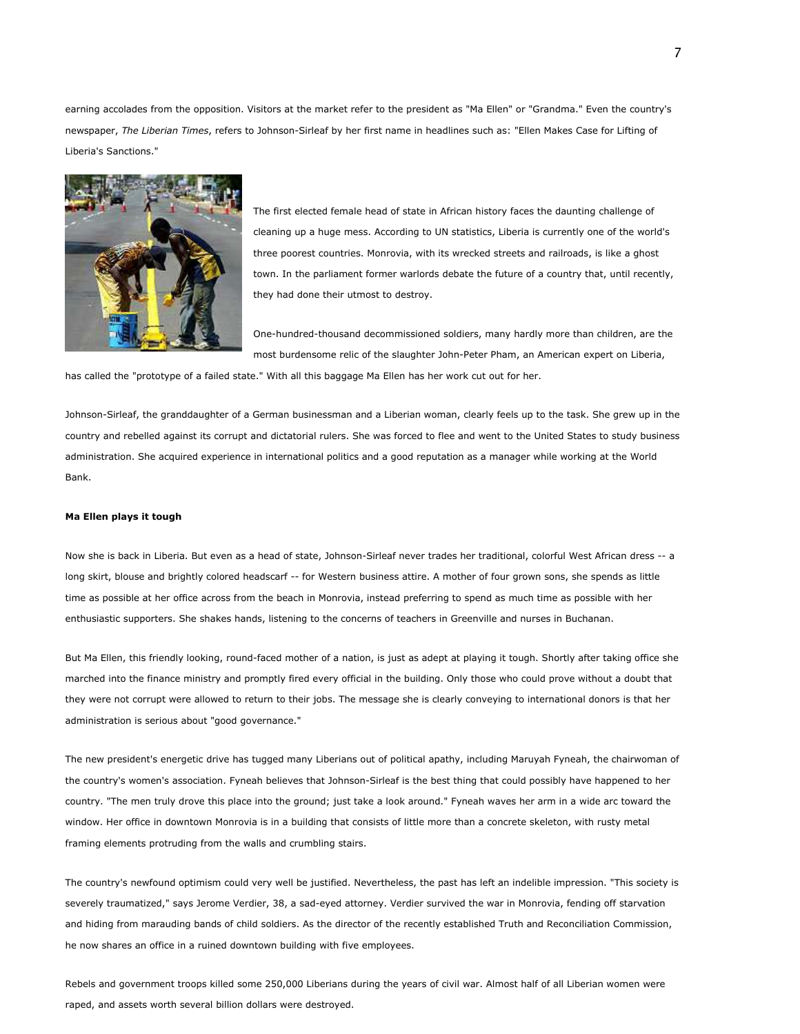earning accolades from the opposition. Visitors at the market refer to the president as "Ma Ellen" or "Grandma." Even the country's newspaper, *The Liberian Times*, refers to Johnson-Sirleaf by her first name in headlines such as: "Ellen Makes Case for Lifting of Liberia's Sanctions."

The first elected female head of state in African history faces the daunting challenge of cleaning up a huge mess. According to UN statistics, Liberia is currently one of the world's three poorest countries. Monrovia, with its wrecked streets and railroads, is like a ghost town. In the parliament former warlords debate the future of a country that, until recently, they had done their utmost to destroy.

One-hundred-thousand decommissioned soldiers, many hardly more than children, are the most burdensome relic of the slaughter John-Peter Pham, an American expert on Liberia, has called the "prototype of a failed state." With all this baggage Ma Ellen has her work cut out for her.

Johnson-Sirleaf, the granddaughter of a German businessman and a Liberian woman, clearly feels up to the task. She grew up in the country and rebelled against its corrupt and dictatorial rulers. She was forced to flee and went to the United States to study business administration. She acquired experience in international politics and a good reputation as a manager while working at the World Bank.

**Ma Ellen plays it tough**

Now she is back in Liberia. But even as a head of state, Johnson-Sirleaf never trades her traditional, colorful West African dress -- a long skirt, blouse and brightly colored headscarf -- for Western business attire. A mother of four grown sons, she spends as little time as possible at her office across from the beach in Monrovia, instead preferring to spend as much time as possible with her enthusiastic supporters. She shakes hands, listening to the concerns of teachers in Greenville and nurses in Buchanan.

But Ma Ellen, this friendly looking, round-faced mother of a nation, is just as adept at playing it tough. Shortly after taking office she marched into the finance ministry and promptly fired every official in the building. Only those who could prove without a doubt that they were not corrupt were allowed to return to their jobs. The message she is clearly conveying to international donors is that her administration is serious about "good governance."

The new president's energetic drive has tugged many Liberians out of political apathy, including Maruyah Fyneah, the chairwoman of the country's women's association. Fyneah believes that Johnson-Sirleaf is the best thing that could possibly have happened to her country. "The men truly drove this place into the ground; just take a look around." Fyneah waves her arm in a wide arc toward the window. Her office in downtown Monrovia is in a building that consists of little more than a concrete skeleton, with rusty metal framing elements protruding from the walls and crumbling stairs.

The country's newfound optimism could very well be justified. Nevertheless, the past has left an indelible impression. "This society is severely traumatized," says Jerome Verdier, 38, a sad-eyed attorney. Verdier survived the war in Monrovia, fending off starvation and hiding from marauding bands of child soldiers. As the director of the recently established Truth and Reconciliation Commission, he now shares an office in a ruined downtown building with five employees.

Rebels and government troops killed some 250,000 Liberians during the years of civil war. Almost half of all Liberian women were raped, and assets worth several billion dollars were destroyed.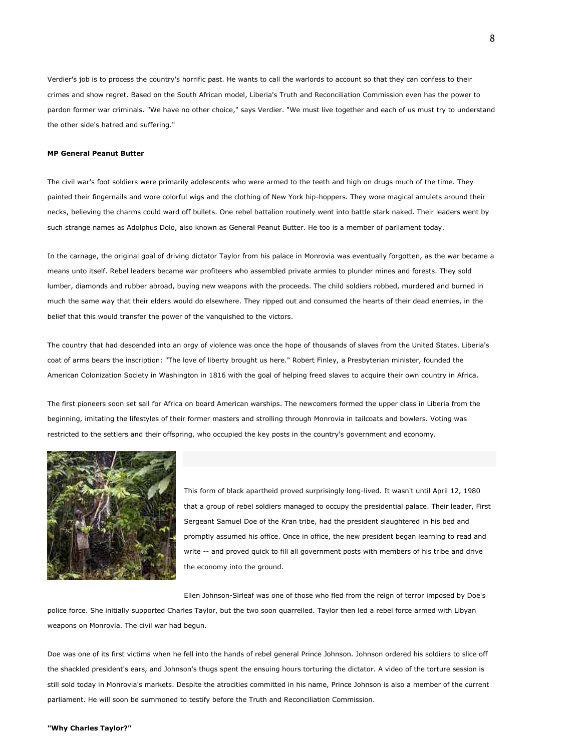Verdier's job is to process the country's horrific past. He wants to call the warlords to account so that they can confess to their crimes and show regret. Based on the South African model, Liberia's Truth and Reconciliation Commission even has the power to pardon former war criminals. "We have no other choice," says Verdier. "We must live together and each of us must try to understand the other side's hatred and suffering."

**MP General Peanut Butter**

The civil war's foot soldiers were primarily adolescents who were armed to the teeth and high on drugs much of the time. They painted their fingernails and wore colorful wigs and the clothing of New York hip-hoppers. They wore magical amulets around their necks, believing the charms could ward off bullets. One rebel battalion routinely went into battle stark naked. Their leaders went by such strange names as Adolphus Dolo, also known as General Peanut Butter. He too is a member of parliament today.

In the carnage, the original goal of driving dictator Taylor from his palace in Monrovia was eventually forgotten, as the war became a means unto itself. Rebel leaders became war profiteers who assembled private armies to plunder mines and forests. They sold lumber, diamonds and rubber abroad, buying new weapons with the proceeds. The child soldiers robbed, murdered and burned in much the same way that their elders would do elsewhere. They ripped out and consumed the hearts of their dead enemies, in the belief that this would transfer the power of the vanquished to the victors.

The country that had descended into an orgy of violence was once the hope of thousands of slaves from the United States. Liberia's coat of arms bears the inscription: "The love of liberty brought us here." Robert Finley, a Presbyterian minister, founded the American Colonization Society in Washington in 1816 with the goal of helping freed slaves to acquire their own country in Africa.

The first pioneers soon set sail for Africa on board American warships. The newcomers formed the upper class in Liberia from the beginning, imitating the lifestyles of their former masters and strolling through Monrovia in tailcoats and bowlers. Voting was restricted to the settlers and their offspring, who occupied the key posts in the country's government and economy.

This form of black apartheid proved surprisingly long-lived. It wasn't until April 12, 1980 that a group of rebel soldiers managed to occupy the presidential palace. Their leader, First Sergeant Samuel Doe of the Kran tribe, had the president slaughtered in his bed and promptly assumed his office. Once in office, the new president began learning to read and write -- and proved quick to fill all government posts with members of his tribe and drive the economy into the ground.

Ellen Johnson-Sirleaf was one of those who fled from the reign of terror imposed by Doe's police force. She initially supported Charles Taylor, but the two soon quarrelled. Taylor then led a rebel force armed with Libyan weapons on Monrovia. The civil war had begun.

Doe was one of its first victims when he fell into the hands of rebel general Prince Johnson. Johnson ordered his soldiers to slice off the shackled president's ears, and Johnson's thugs spent the ensuing hours torturing the dictator. A video of the torture session is still sold today in Monrovia's markets. Despite the atrocities committed in his name, Prince Johnson is also a member of the current parliament. He will soon be summoned to testify before the Truth and Reconciliation Commission.

**"Why Charles Taylor?"**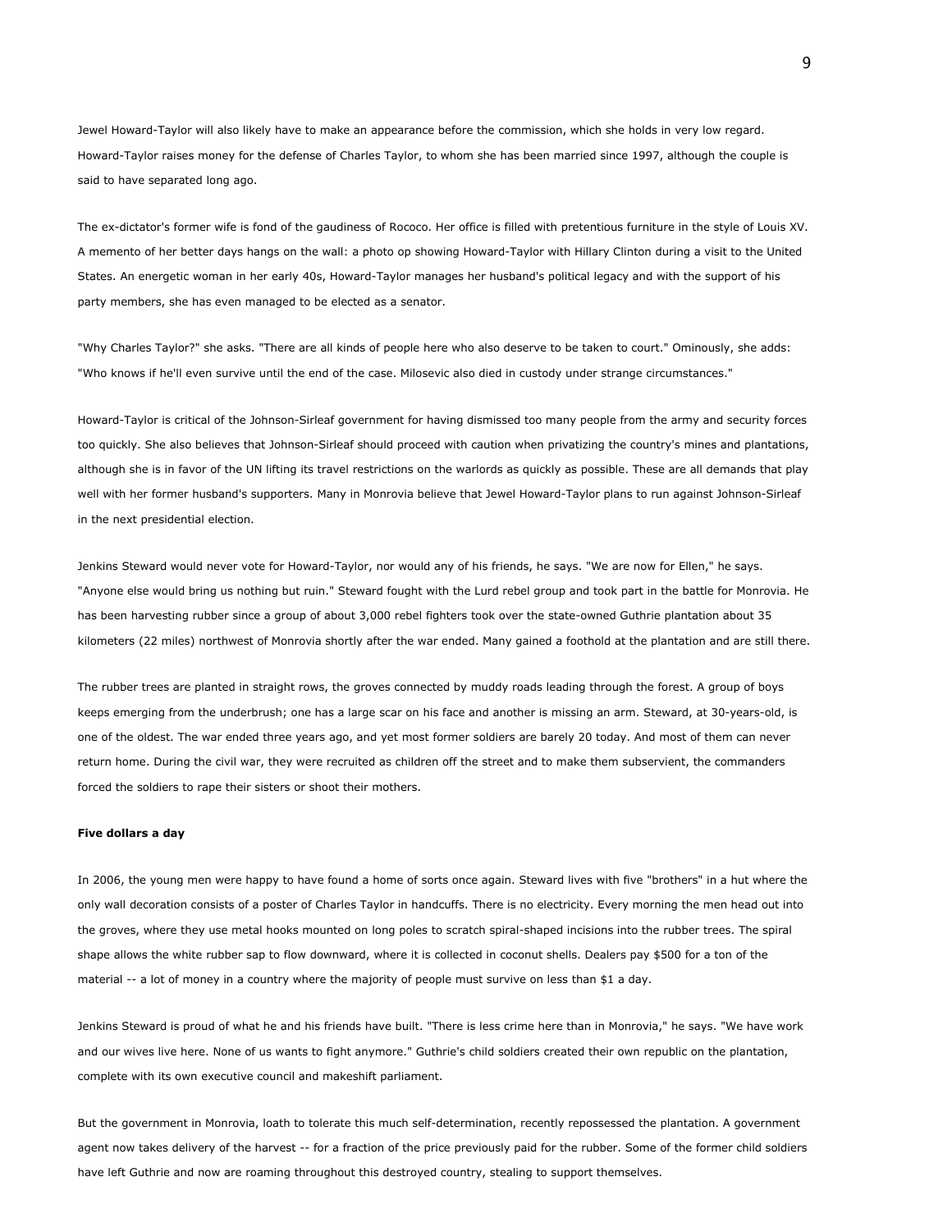Jewel Howard-Taylor will also likely have to make an appearance before the commission, which she holds in very low regard. Howard-Taylor raises money for the defense of Charles Taylor, to whom she has been married since 1997, although the couple is said to have separated long ago.

The ex-dictator's former wife is fond of the gaudiness of Rococo. Her office is filled with pretentious furniture in the style of Louis XV. A memento of her better days hangs on the wall: a photo op showing Howard-Taylor with Hillary Clinton during a visit to the United States. An energetic woman in her early 40s, Howard-Taylor manages her husband's political legacy and with the support of his party members, she has even managed to be elected as a senator.

"Why Charles Taylor?" she asks. "There are all kinds of people here who also deserve to be taken to court." Ominously, she adds: "Who knows if he'll even survive until the end of the case. Milosevic also died in custody under strange circumstances."

Howard-Taylor is critical of the Johnson-Sirleaf government for having dismissed too many people from the army and security forces too quickly. She also believes that Johnson-Sirleaf should proceed with caution when privatizing the country's mines and plantations, although she is in favor of the UN lifting its travel restrictions on the warlords as quickly as possible. These are all demands that play well with her former husband's supporters. Many in Monrovia believe that Jewel Howard-Taylor plans to run against Johnson-Sirleaf in the next presidential election.

Jenkins Steward would never vote for Howard-Taylor, nor would any of his friends, he says. "We are now for Ellen," he says. "Anyone else would bring us nothing but ruin." Steward fought with the Lurd rebel group and took part in the battle for Monrovia. He has been harvesting rubber since a group of about 3,000 rebel fighters took over the state-owned Guthrie plantation about 35 kilometers (22 miles) northwest of Monrovia shortly after the war ended. Many gained a foothold at the plantation and are still there.

The rubber trees are planted in straight rows, the groves connected by muddy roads leading through the forest. A group of boys keeps emerging from the underbrush; one has a large scar on his face and another is missing an arm. Steward, at 30-years-old, is one of the oldest. The war ended three years ago, and yet most former soldiers are barely 20 today. And most of them can never return home. During the civil war, they were recruited as children off the street and to make them subservient, the commanders forced the soldiers to rape their sisters or shoot their mothers.

**Five dollars a day**

In 2006, the young men were happy to have found a home of sorts once again. Steward lives with five "brothers" in a hut where the only wall decoration consists of a poster of Charles Taylor in handcuffs. There is no electricity. Every morning the men head out into the groves, where they use metal hooks mounted on long poles to scratch spiral-shaped incisions into the rubber trees. The spiral shape allows the white rubber sap to flow downward, where it is collected in coconut shells. Dealers pay $500 for a ton of the material -- a lot of money in a country where the majority of people must survive on less than $1 a day.

Jenkins Steward is proud of what he and his friends have built. "There is less crime here than in Monrovia," he says. "We have work and our wives live here. None of us wants to fight anymore." Guthrie's child soldiers created their own republic on the plantation, complete with its own executive council and makeshift parliament.

But the government in Monrovia, loath to tolerate this much self-determination, recently repossessed the plantation. A government agent now takes delivery of the harvest -- for a fraction of the price previously paid for the rubber. Some of the former child soldiers have left Guthrie and now are roaming throughout this destroyed country, stealing to support themselves.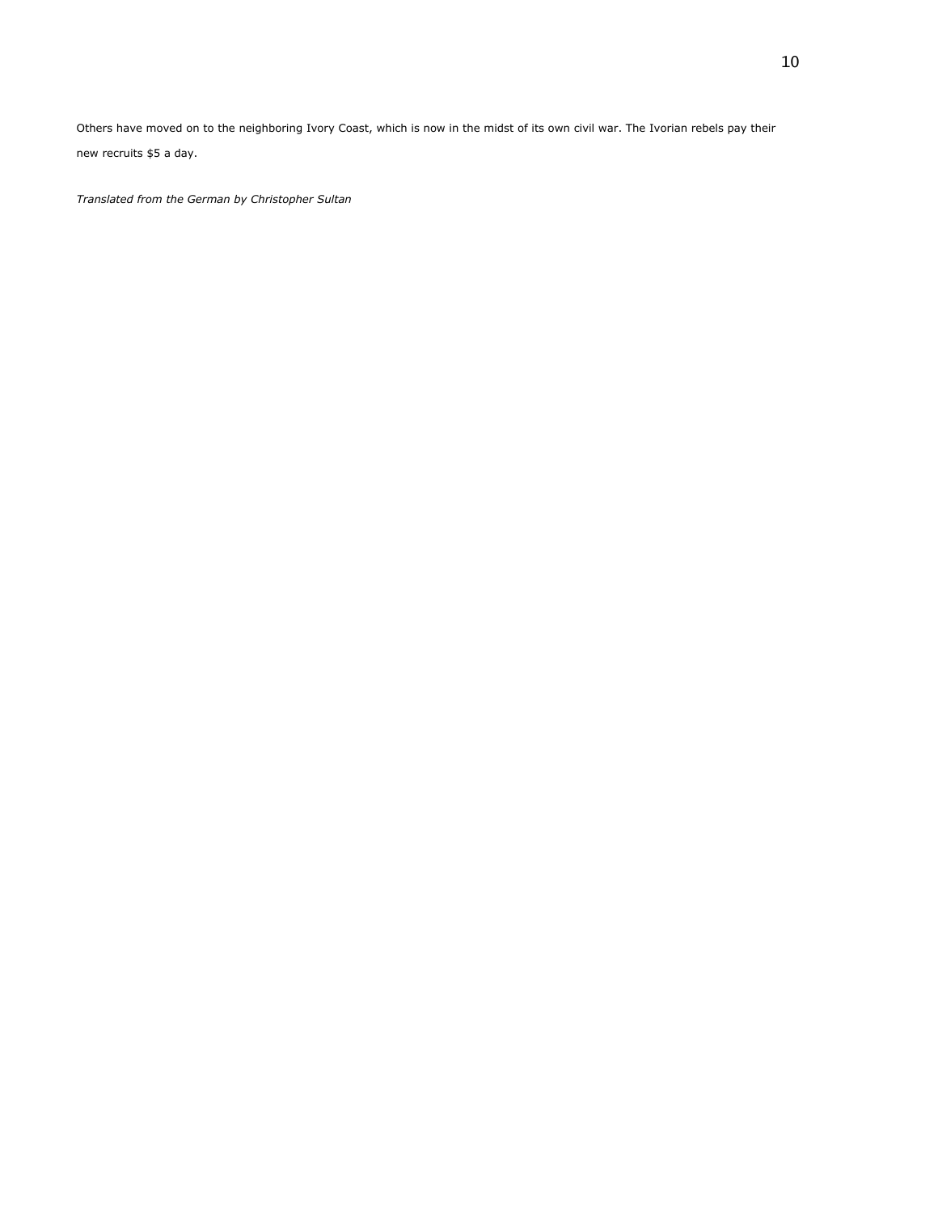Others have moved on to the neighboring Ivory Coast, which is now in the midst of its own civil war. The Ivorian rebels pay their new recruits $5 a day.

*Translated from the German by Christopher Sultan*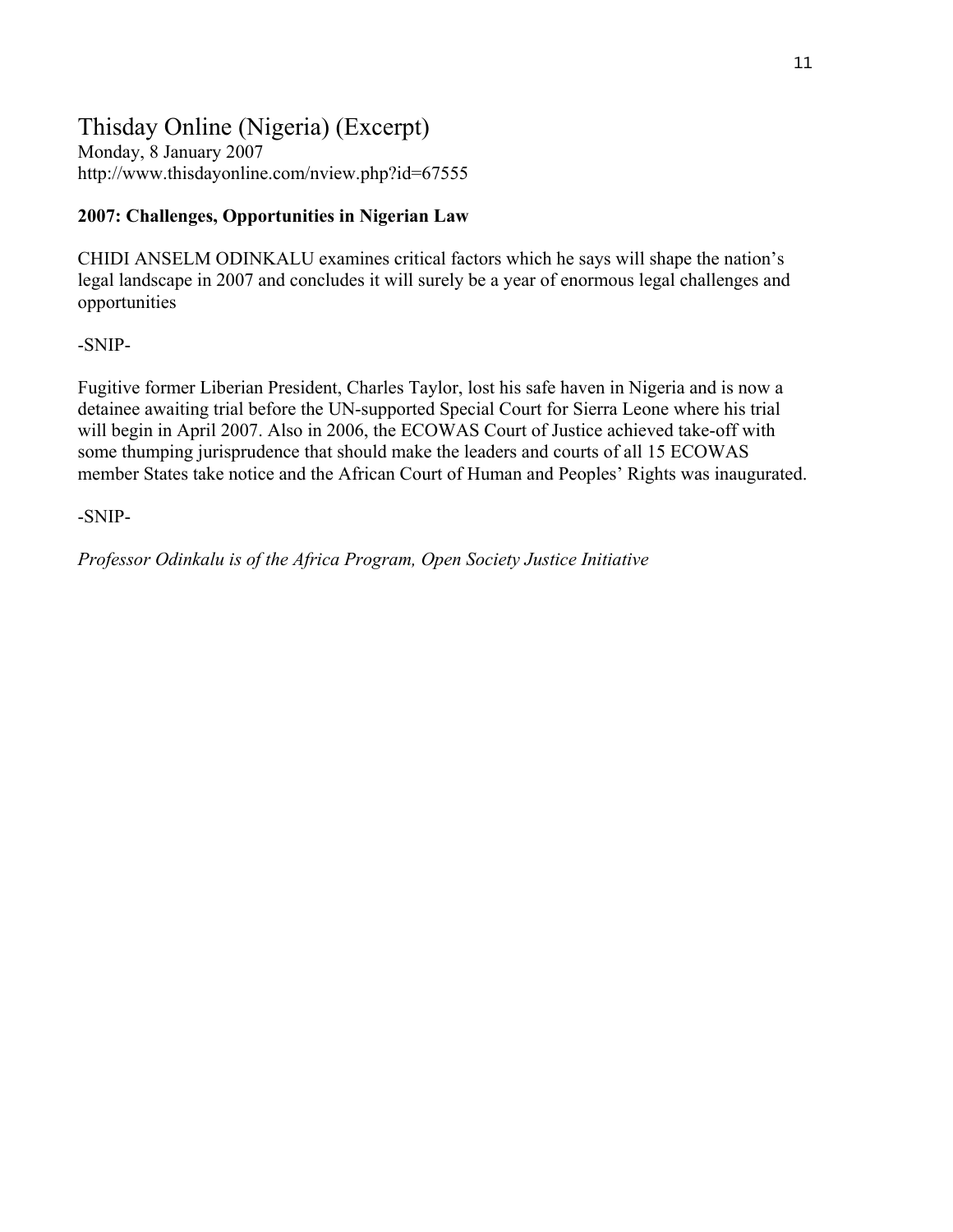# Thisday Online (Nigeria) (Excerpt)

Monday, 8 January 2007
http://www.thisdayonline.com/nview.php?id=67555

**2007: Challenges, Opportunities in Nigerian Law**

CHIDI ANSELM ODINKALU examines critical factors which he says will shape the nation's legal landscape in 2007 and concludes it will surely be a year of enormous legal challenges and opportunities

-SNIP-

Fugitive former Liberian President, Charles Taylor, lost his safe haven in Nigeria and is now a detainee awaiting trial before the UN-supported Special Court for Sierra Leone where his trial will begin in April 2007. Also in 2006, the ECOWAS Court of Justice achieved take-off with some thumping jurisprudence that should make the leaders and courts of all 15 ECOWAS member States take notice and the African Court of Human and Peoples' Rights was inaugurated.

-SNIP-

*Professor Odinkalu is of the Africa Program, Open Society Justice Initiative*